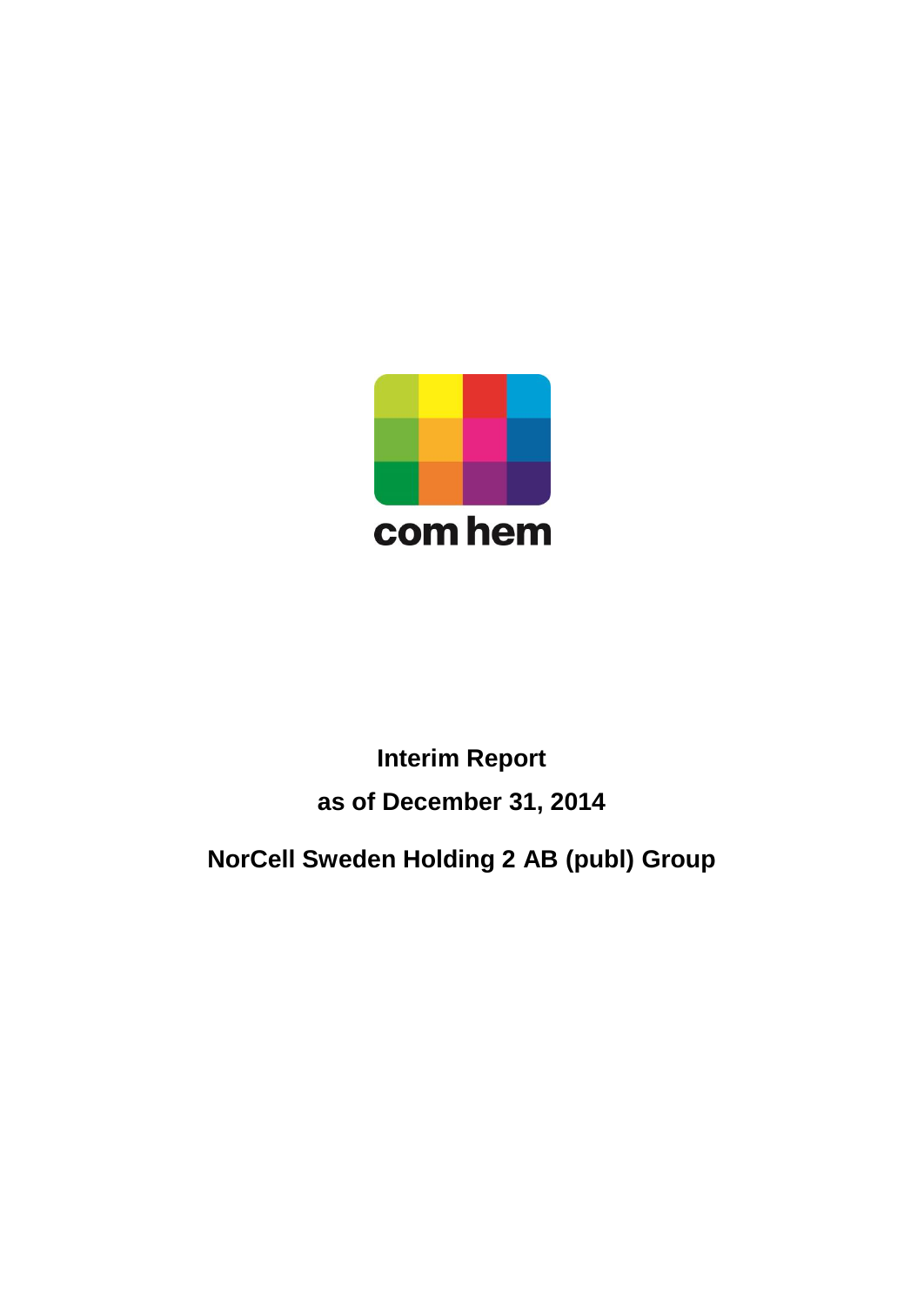com hem

# Interim Report

## as of December 31, 2014

## NorCell Sweden Holding 2 AB (publ) Group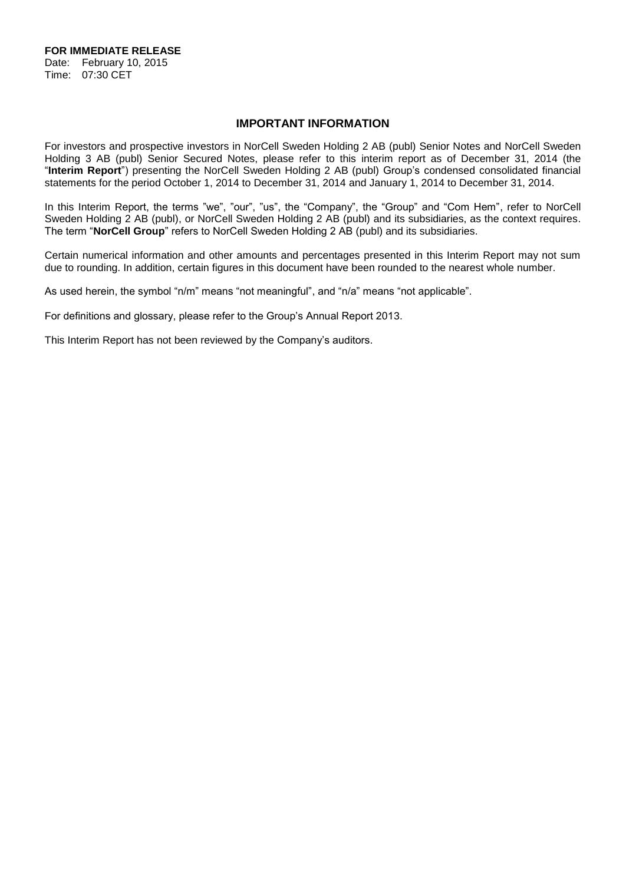**FOR IMMEDIATE RELEASE**
Date: February 10, 2015
Time: 07:30 CET

## IMPORTANT INFORMATION

For investors and prospective investors in NorCell Sweden Holding 2 AB (publ) Senior Notes and NorCell Sweden Holding 3 AB (publ) Senior Secured Notes, please refer to this interim report as of December 31, 2014 (the "**Interim Report**") presenting the NorCell Sweden Holding 2 AB (publ) Group's condensed consolidated financial statements for the period October 1, 2014 to December 31, 2014 and January 1, 2014 to December 31, 2014.

In this Interim Report, the terms "we", "our", "us", the "Company", the "Group" and "Com Hem", refer to NorCell Sweden Holding 2 AB (publ), or NorCell Sweden Holding 2 AB (publ) and its subsidiaries, as the context requires. The term "**NorCell Group**" refers to NorCell Sweden Holding 2 AB (publ) and its subsidiaries.

Certain numerical information and other amounts and percentages presented in this Interim Report may not sum due to rounding. In addition, certain figures in this document have been rounded to the nearest whole number.

As used herein, the symbol "n/m" means "not meaningful", and "n/a" means "not applicable".

For definitions and glossary, please refer to the Group's Annual Report 2013.

This Interim Report has not been reviewed by the Company's auditors.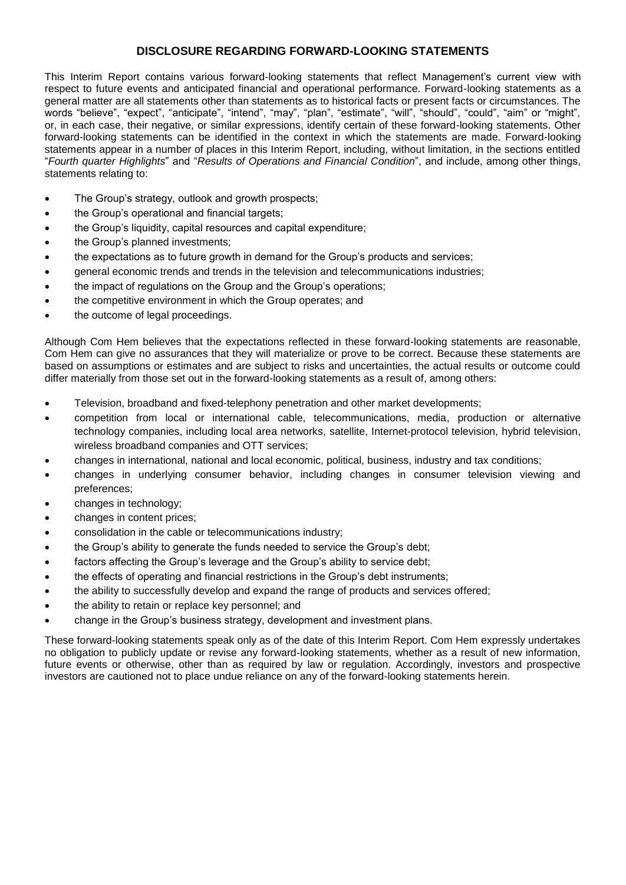## DISCLOSURE REGARDING FORWARD-LOOKING STATEMENTS

This Interim Report contains various forward-looking statements that reflect Management's current view with respect to future events and anticipated financial and operational performance. Forward-looking statements as a general matter are all statements other than statements as to historical facts or present facts or circumstances. The words "believe", "expect", "anticipate", "intend", "may", "plan", "estimate", "will", "should", "could", "aim" or "might", or, in each case, their negative, or similar expressions, identify certain of these forward-looking statements. Other forward-looking statements can be identified in the context in which the statements are made. Forward-looking statements appear in a number of places in this Interim Report, including, without limitation, in the sections entitled "*Fourth quarter Highlights*" and "*Results of Operations and Financial Condition*", and include, among other things, statements relating to:

- The Group's strategy, outlook and growth prospects;
- the Group's operational and financial targets;
- the Group's liquidity, capital resources and capital expenditure;
- the Group's planned investments;
- the expectations as to future growth in demand for the Group's products and services;
- general economic trends and trends in the television and telecommunications industries;
- the impact of regulations on the Group and the Group's operations;
- the competitive environment in which the Group operates; and
- the outcome of legal proceedings.

Although Com Hem believes that the expectations reflected in these forward-looking statements are reasonable, Com Hem can give no assurances that they will materialize or prove to be correct. Because these statements are based on assumptions or estimates and are subject to risks and uncertainties, the actual results or outcome could differ materially from those set out in the forward-looking statements as a result of, among others:

- Television, broadband and fixed-telephony penetration and other market developments;
- competition from local or international cable, telecommunications, media, production or alternative technology companies, including local area networks, satellite, Internet-protocol television, hybrid television, wireless broadband companies and OTT services;
- changes in international, national and local economic, political, business, industry and tax conditions;
- changes in underlying consumer behavior, including changes in consumer television viewing and preferences;
- changes in technology;
- changes in content prices;
- consolidation in the cable or telecommunications industry;
- the Group's ability to generate the funds needed to service the Group's debt;
- factors affecting the Group's leverage and the Group's ability to service debt;
- the effects of operating and financial restrictions in the Group's debt instruments;
- the ability to successfully develop and expand the range of products and services offered;
- the ability to retain or replace key personnel; and
- change in the Group's business strategy, development and investment plans.

These forward-looking statements speak only as of the date of this Interim Report. Com Hem expressly undertakes no obligation to publicly update or revise any forward-looking statements, whether as a result of new information, future events or otherwise, other than as required by law or regulation. Accordingly, investors and prospective investors are cautioned not to place undue reliance on any of the forward-looking statements herein.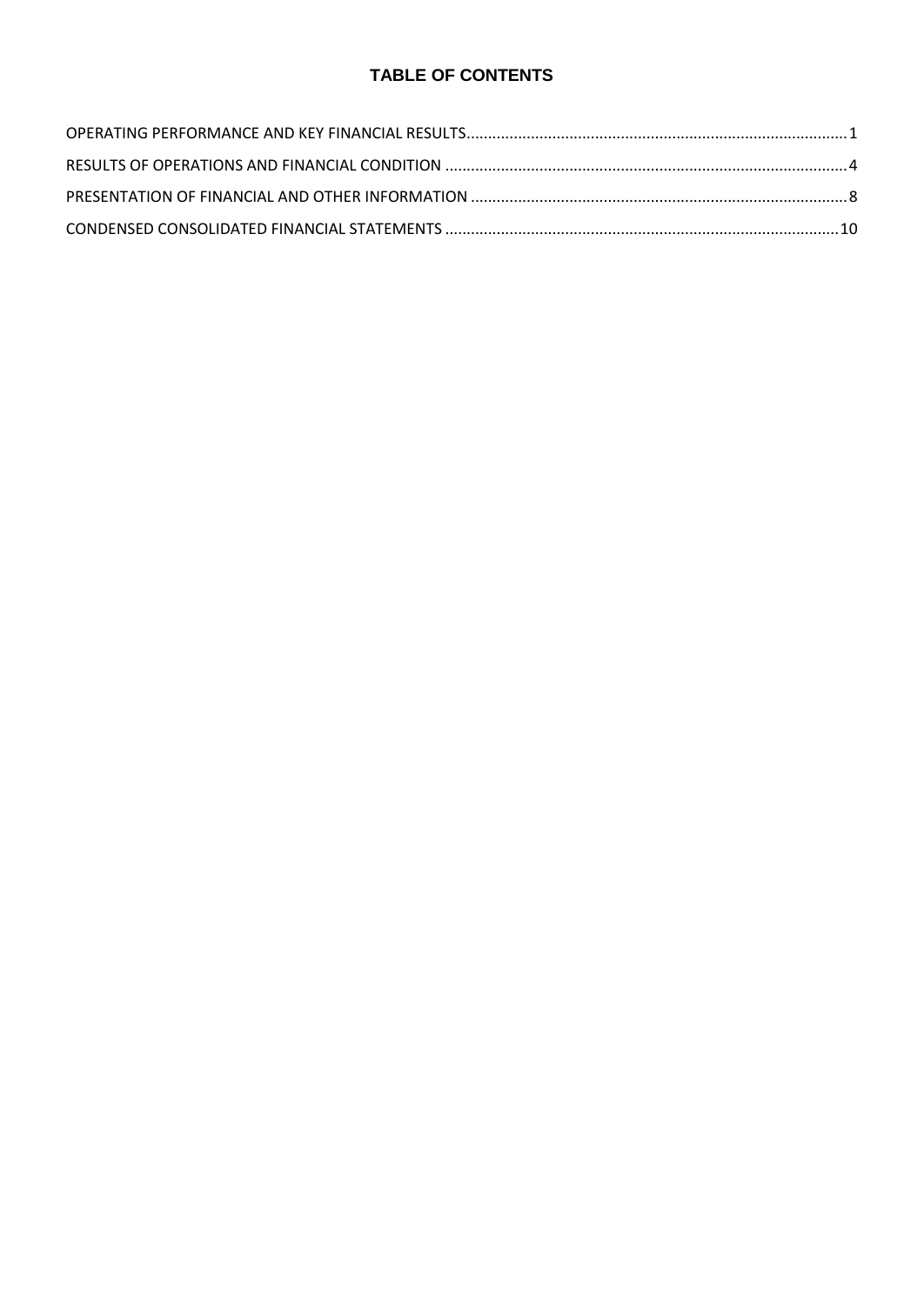# TABLE OF CONTENTS

OPERATING PERFORMANCE AND KEY FINANCIAL RESULTS........................................................................................1

RESULTS OF OPERATIONS AND FINANCIAL CONDITION ..............................................................................................4

PRESENTATION OF FINANCIAL AND OTHER INFORMATION ........................................................................................8

CONDENSED CONSOLIDATED FINANCIAL STATEMENTS ............................................................................................10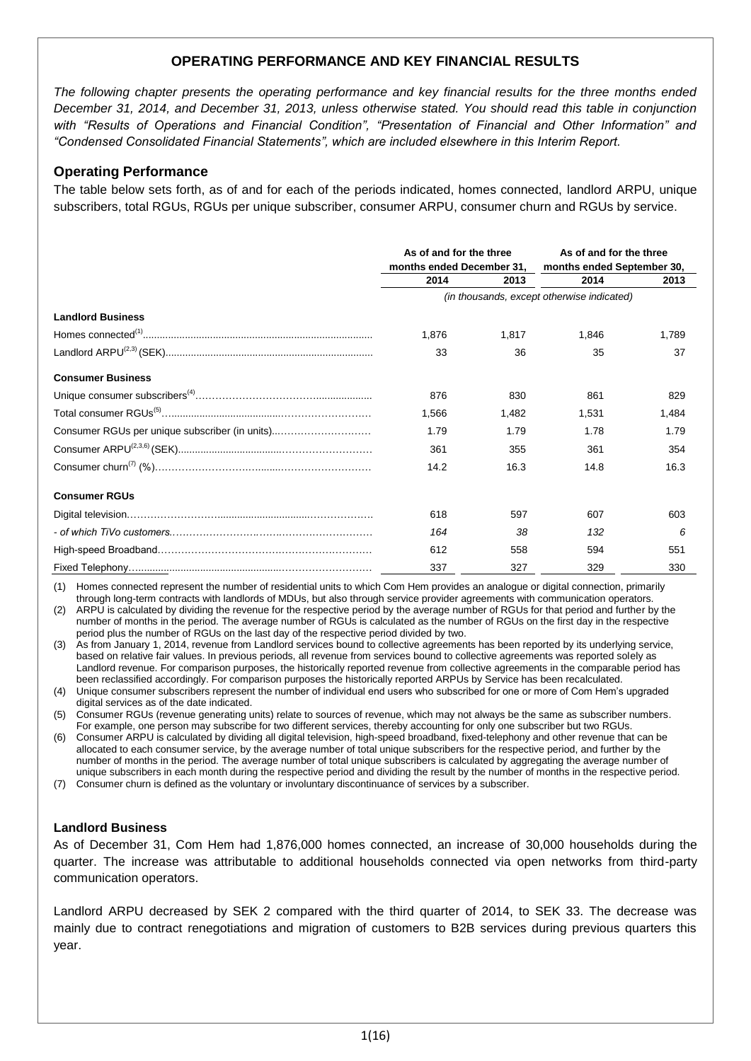## OPERATING PERFORMANCE AND KEY FINANCIAL RESULTS

*The following chapter presents the operating performance and key financial results for the three months ended December 31, 2014, and December 31, 2013, unless otherwise stated. You should read this table in conjunction with "Results of Operations and Financial Condition", "Presentation of Financial and Other Information" and "Condensed Consolidated Financial Statements", which are included elsewhere in this Interim Report.*

### Operating Performance

The table below sets forth, as of and for each of the periods indicated, homes connected, landlord ARPU, unique subscribers, total RGUs, RGUs per unique subscriber, consumer ARPU, consumer churn and RGUs by service.

| | As of and for the three months ended December 31, | | As of and for the three months ended September 30, | |
|---|---|---|---|---|
| | 2014 | 2013 | 2014 | 2013 |
| | *(in thousands, except otherwise indicated)* | | | |
| **Landlord Business** | | | | |
| Homes connected[1] | 1,876 | 1,817 | 1,846 | 1,789 |
| Landlord ARPU[2,3] (SEK) | 33 | 36 | 35 | 37 |
| **Consumer Business** | | | | |
| Unique consumer subscribers[4] | 876 | 830 | 861 | 829 |
| Total consumer RGUs[5] | 1,566 | 1,482 | 1,531 | 1,484 |
| Consumer RGUs per unique subscriber (in units) | 1.79 | 1.79 | 1.78 | 1.79 |
| Consumer ARPU[2,3,6] (SEK) | 361 | 355 | 361 | 354 |
| Consumer churn[7] (%) | 14.2 | 16.3 | 14.8 | 16.3 |
| **Consumer RGUs** | | | | |
| Digital television | 618 | 597 | 607 | 603 |
| *- of which TiVo customers* | *164* | *38* | *132* | *6* |
| High-speed Broadband | 612 | 558 | 594 | 551 |
| Fixed Telephony | 337 | 327 | 329 | 330 |

(1) Homes connected represent the number of residential units to which Com Hem provides an analogue or digital connection, primarily through long-term contracts with landlords of MDUs, but also through service provider agreements with communication operators.

(2) ARPU is calculated by dividing the revenue for the respective period by the average number of RGUs for that period and further by the number of months in the period. The average number of RGUs is calculated as the number of RGUs on the first day in the respective period plus the number of RGUs on the last day of the respective period divided by two.

(3) As from January 1, 2014, revenue from Landlord services bound to collective agreements has been reported by its underlying service, based on relative fair values. In previous periods, all revenue from services bound to collective agreements was reported solely as Landlord revenue. For comparison purposes, the historically reported revenue from collective agreements in the comparable period has been reclassified accordingly. For comparison purposes the historically reported ARPUs by Service has been recalculated.

(4) Unique consumer subscribers represent the number of individual end users who subscribed for one or more of Com Hem's upgraded digital services as of the date indicated.

(5) Consumer RGUs (revenue generating units) relate to sources of revenue, which may not always be the same as subscriber numbers. For example, one person may subscribe for two different services, thereby accounting for only one subscriber but two RGUs.

(6) Consumer ARPU is calculated by dividing all digital television, high-speed broadband, fixed-telephony and other revenue that can be allocated to each consumer service, by the average number of total unique subscribers for the respective period, and further by the number of months in the period. The average number of total unique subscribers is calculated by aggregating the average number of unique subscribers in each month during the respective period and dividing the result by the number of months in the respective period.

(7) Consumer churn is defined as the voluntary or involuntary discontinuance of services by a subscriber.

#### Landlord Business

As of December 31, Com Hem had 1,876,000 homes connected, an increase of 30,000 households during the quarter. The increase was attributable to additional households connected via open networks from third-party communication operators.

Landlord ARPU decreased by SEK 2 compared with the third quarter of 2014, to SEK 33. The decrease was mainly due to contract renegotiations and migration of customers to B2B services during previous quarters this year.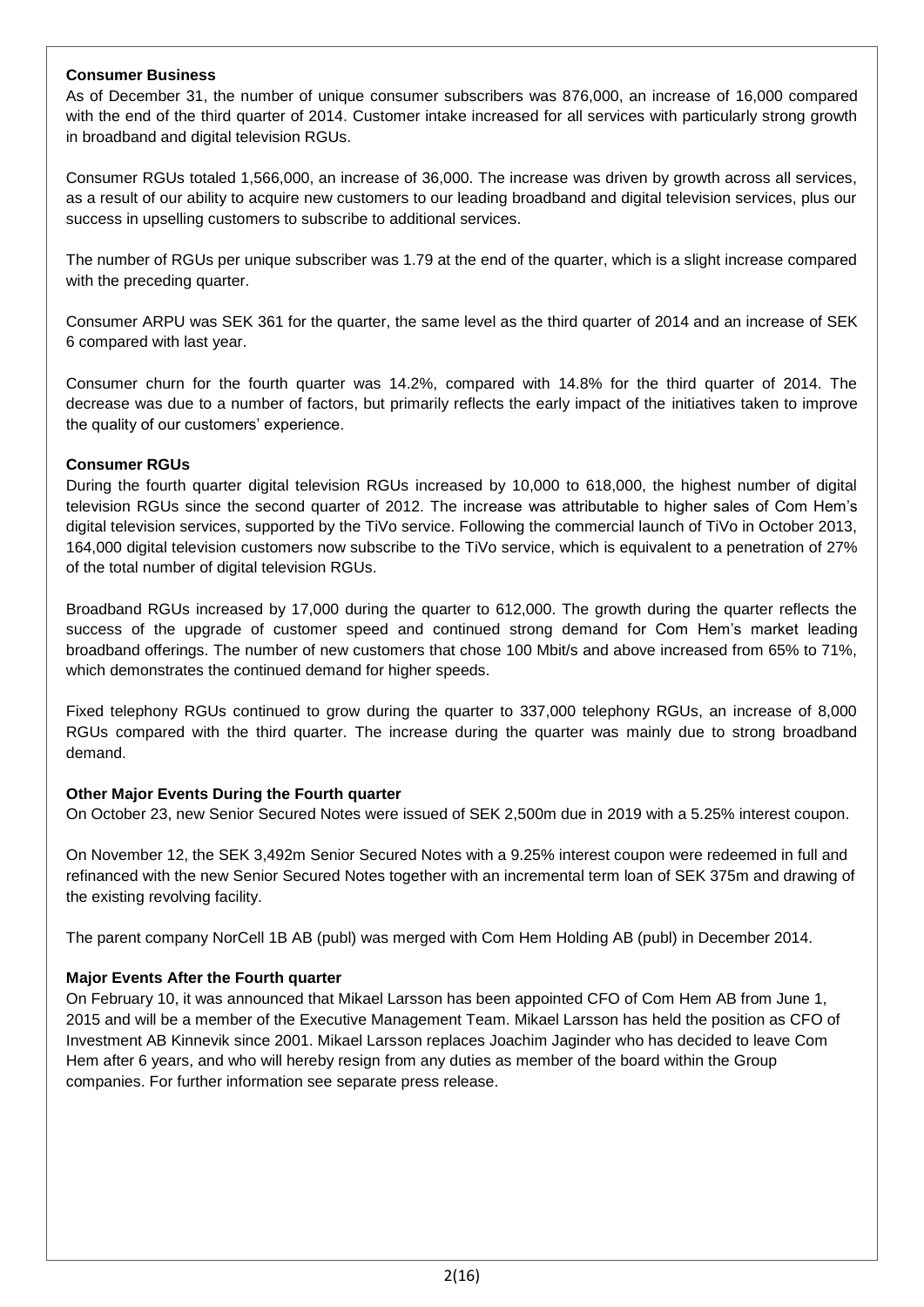### Consumer Business

As of December 31, the number of unique consumer subscribers was 876,000, an increase of 16,000 compared with the end of the third quarter of 2014. Customer intake increased for all services with particularly strong growth in broadband and digital television RGUs.

Consumer RGUs totaled 1,566,000, an increase of 36,000. The increase was driven by growth across all services, as a result of our ability to acquire new customers to our leading broadband and digital television services, plus our success in upselling customers to subscribe to additional services.

The number of RGUs per unique subscriber was 1.79 at the end of the quarter, which is a slight increase compared with the preceding quarter.

Consumer ARPU was SEK 361 for the quarter, the same level as the third quarter of 2014 and an increase of SEK 6 compared with last year.

Consumer churn for the fourth quarter was 14.2%, compared with 14.8% for the third quarter of 2014. The decrease was due to a number of factors, but primarily reflects the early impact of the initiatives taken to improve the quality of our customers' experience.

### Consumer RGUs

During the fourth quarter digital television RGUs increased by 10,000 to 618,000, the highest number of digital television RGUs since the second quarter of 2012. The increase was attributable to higher sales of Com Hem's digital television services, supported by the TiVo service. Following the commercial launch of TiVo in October 2013, 164,000 digital television customers now subscribe to the TiVo service, which is equivalent to a penetration of 27% of the total number of digital television RGUs.

Broadband RGUs increased by 17,000 during the quarter to 612,000. The growth during the quarter reflects the success of the upgrade of customer speed and continued strong demand for Com Hem's market leading broadband offerings. The number of new customers that chose 100 Mbit/s and above increased from 65% to 71%, which demonstrates the continued demand for higher speeds.

Fixed telephony RGUs continued to grow during the quarter to 337,000 telephony RGUs, an increase of 8,000 RGUs compared with the third quarter. The increase during the quarter was mainly due to strong broadband demand.

### Other Major Events During the Fourth quarter

On October 23, new Senior Secured Notes were issued of SEK 2,500m due in 2019 with a 5.25% interest coupon.

On November 12, the SEK 3,492m Senior Secured Notes with a 9.25% interest coupon were redeemed in full and refinanced with the new Senior Secured Notes together with an incremental term loan of SEK 375m and drawing of the existing revolving facility.

The parent company NorCell 1B AB (publ) was merged with Com Hem Holding AB (publ) in December 2014.

### Major Events After the Fourth quarter

On February 10, it was announced that Mikael Larsson has been appointed CFO of Com Hem AB from June 1, 2015 and will be a member of the Executive Management Team. Mikael Larsson has held the position as CFO of Investment AB Kinnevik since 2001. Mikael Larsson replaces Joachim Jaginder who has decided to leave Com Hem after 6 years, and who will hereby resign from any duties as member of the board within the Group companies. For further information see separate press release.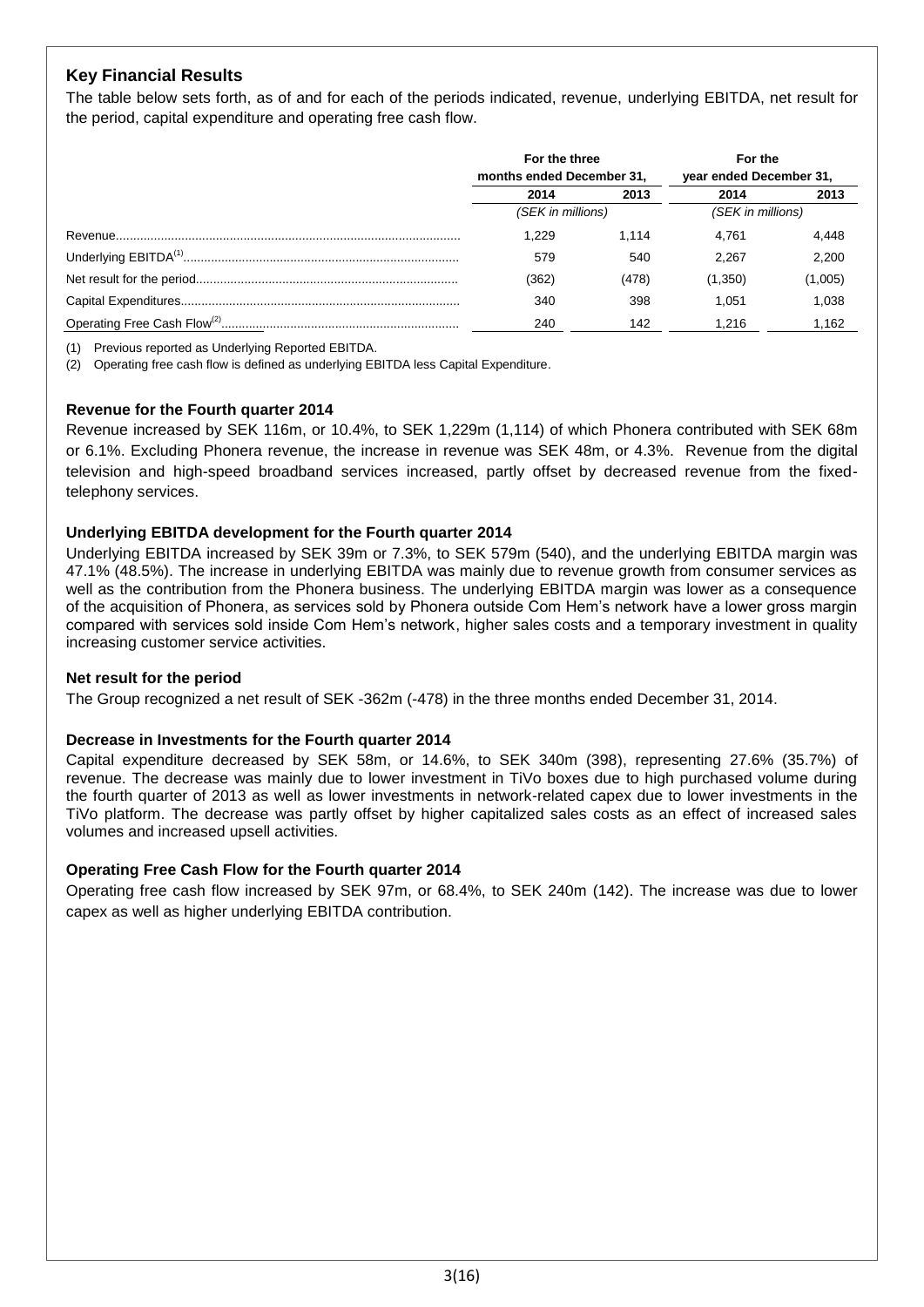## Key Financial Results

The table below sets forth, as of and for each of the periods indicated, revenue, underlying EBITDA, net result for the period, capital expenditure and operating free cash flow.

| | For the three months ended December 31, | | For the year ended December 31, | |
|---|---|---|---|---|
| | 2014 | 2013 | 2014 | 2013 |
| | (SEK in millions) | | (SEK in millions) | |
| Revenue | 1,229 | 1,114 | 4,761 | 4,448 |
| Underlying EBITDA[(1)] | 579 | 540 | 2,267 | 2,200 |
| Net result for the period | (362) | (478) | (1,350) | (1,005) |
| Capital Expenditures | 340 | 398 | 1,051 | 1,038 |
| Operating Free Cash Flow[(2)] | 240 | 142 | 1,216 | 1,162 |

(1) Previous reported as Underlying Reported EBITDA.

(2) Operating free cash flow is defined as underlying EBITDA less Capital Expenditure.

### Revenue for the Fourth quarter 2014

Revenue increased by SEK 116m, or 10.4%, to SEK 1,229m (1,114) of which Phonera contributed with SEK 68m or 6.1%. Excluding Phonera revenue, the increase in revenue was SEK 48m, or 4.3%. Revenue from the digital television and high-speed broadband services increased, partly offset by decreased revenue from the fixed-telephony services.

### Underlying EBITDA development for the Fourth quarter 2014

Underlying EBITDA increased by SEK 39m or 7.3%, to SEK 579m (540), and the underlying EBITDA margin was 47.1% (48.5%). The increase in underlying EBITDA was mainly due to revenue growth from consumer services as well as the contribution from the Phonera business. The underlying EBITDA margin was lower as a consequence of the acquisition of Phonera, as services sold by Phonera outside Com Hem's network have a lower gross margin compared with services sold inside Com Hem's network, higher sales costs and a temporary investment in quality increasing customer service activities.

### Net result for the period

The Group recognized a net result of SEK -362m (-478) in the three months ended December 31, 2014.

### Decrease in Investments for the Fourth quarter 2014

Capital expenditure decreased by SEK 58m, or 14.6%, to SEK 340m (398), representing 27.6% (35.7%) of revenue. The decrease was mainly due to lower investment in TiVo boxes due to high purchased volume during the fourth quarter of 2013 as well as lower investments in network-related capex due to lower investments in the TiVo platform. The decrease was partly offset by higher capitalized sales costs as an effect of increased sales volumes and increased upsell activities.

### Operating Free Cash Flow for the Fourth quarter 2014

Operating free cash flow increased by SEK 97m, or 68.4%, to SEK 240m (142). The increase was due to lower capex as well as higher underlying EBITDA contribution.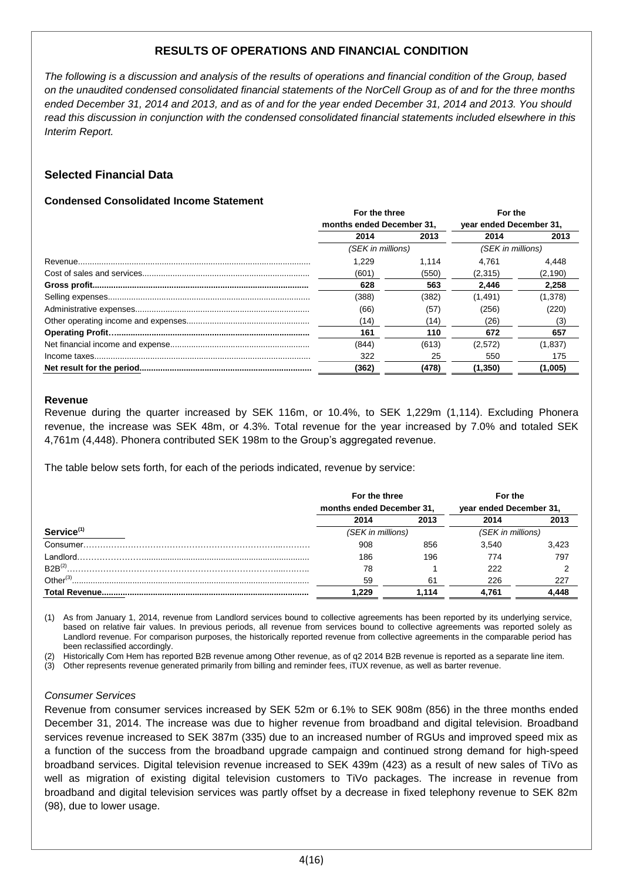## RESULTS OF OPERATIONS AND FINANCIAL CONDITION

*The following is a discussion and analysis of the results of operations and financial condition of the Group, based on the unaudited condensed consolidated financial statements of the NorCell Group as of and for the three months ended December 31, 2014 and 2013, and as of and for the year ended December 31, 2014 and 2013. You should read this discussion in conjunction with the condensed consolidated financial statements included elsewhere in this Interim Report.*

### Selected Financial Data

**Condensed Consolidated Income Statement**

| | For the three months ended December 31, | | For the year ended December 31, | |
|---|---|---|---|---|
| | 2014 | 2013 | 2014 | 2013 |
| | (SEK in millions) | | (SEK in millions) | |
| Revenue | 1,229 | 1,114 | 4,761 | 4,448 |
| Cost of sales and services | (601) | (550) | (2,315) | (2,190) |
| **Gross profit** | **628** | **563** | **2,446** | **2,258** |
| Selling expenses | (388) | (382) | (1,491) | (1,378) |
| Administrative expenses | (66) | (57) | (256) | (220) |
| Other operating income and expenses | (14) | (14) | (26) | (3) |
| **Operating Profit** | **161** | **110** | **672** | **657** |
| Net financial income and expense | (844) | (613) | (2,572) | (1,837) |
| Income taxes | 322 | 25 | 550 | 175 |
| **Net result for the period** | **(362)** | **(478)** | **(1,350)** | **(1,005)** |

**Revenue**

Revenue during the quarter increased by SEK 116m, or 10.4%, to SEK 1,229m (1,114). Excluding Phonera revenue, the increase was SEK 48m, or 4.3%. Total revenue for the year increased by 7.0% and totaled SEK 4,761m (4,448). Phonera contributed SEK 198m to the Group's aggregated revenue.

The table below sets forth, for each of the periods indicated, revenue by service:

| | For the three months ended December 31, | | For the year ended December 31, | |
|---|---|---|---|---|
| | 2014 | 2013 | 2014 | 2013 |
| **Service[1]** | (SEK in millions) | | (SEK in millions) | |
| Consumer | 908 | 856 | 3,540 | 3,423 |
| Landlord | 186 | 196 | 774 | 797 |
| B2B[2] | 78 | 1 | 222 | 2 |
| Other[3] | 59 | 61 | 226 | 227 |
| **Total Revenue** | **1,229** | **1,114** | **4,761** | **4,448** |

(1) As from January 1, 2014, revenue from Landlord services bound to collective agreements has been reported by its underlying service, based on relative fair values. In previous periods, all revenue from services bound to collective agreements was reported solely as Landlord revenue. For comparison purposes, the historically reported revenue from collective agreements in the comparable period has been reclassified accordingly.

(2) Historically Com Hem has reported B2B revenue among Other revenue, as of q2 2014 B2B revenue is reported as a separate line item.

(3) Other represents revenue generated primarily from billing and reminder fees, iTUX revenue, as well as barter revenue.

*Consumer Services*

Revenue from consumer services increased by SEK 52m or 6.1% to SEK 908m (856) in the three months ended December 31, 2014. The increase was due to higher revenue from broadband and digital television. Broadband services revenue increased to SEK 387m (335) due to an increased number of RGUs and improved speed mix as a function of the success from the broadband upgrade campaign and continued strong demand for high-speed broadband services. Digital television revenue increased to SEK 439m (423) as a result of new sales of TiVo as well as migration of existing digital television customers to TiVo packages. The increase in revenue from broadband and digital television services was partly offset by a decrease in fixed telephony revenue to SEK 82m (98), due to lower usage.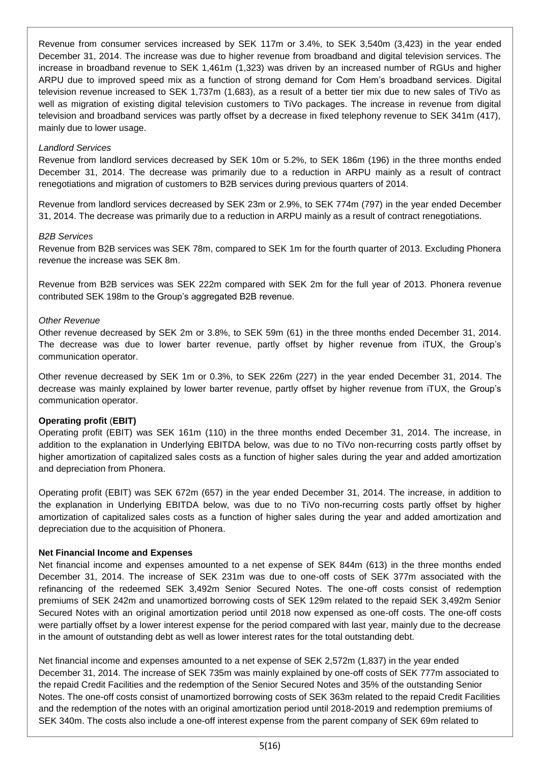Revenue from consumer services increased by SEK 117m or 3.4%, to SEK 3,540m (3,423) in the year ended December 31, 2014. The increase was due to higher revenue from broadband and digital television services. The increase in broadband revenue to SEK 1,461m (1,323) was driven by an increased number of RGUs and higher ARPU due to improved speed mix as a function of strong demand for Com Hem's broadband services. Digital television revenue increased to SEK 1,737m (1,683), as a result of a better tier mix due to new sales of TiVo as well as migration of existing digital television customers to TiVo packages. The increase in revenue from digital television and broadband services was partly offset by a decrease in fixed telephony revenue to SEK 341m (417), mainly due to lower usage.

*Landlord Services*

Revenue from landlord services decreased by SEK 10m or 5.2%, to SEK 186m (196) in the three months ended December 31, 2014. The decrease was primarily due to a reduction in ARPU mainly as a result of contract renegotiations and migration of customers to B2B services during previous quarters of 2014.

Revenue from landlord services decreased by SEK 23m or 2.9%, to SEK 774m (797) in the year ended December 31, 2014. The decrease was primarily due to a reduction in ARPU mainly as a result of contract renegotiations.

*B2B Services*

Revenue from B2B services was SEK 78m, compared to SEK 1m for the fourth quarter of 2013. Excluding Phonera revenue the increase was SEK 8m.

Revenue from B2B services was SEK 222m compared with SEK 2m for the full year of 2013. Phonera revenue contributed SEK 198m to the Group's aggregated B2B revenue.

*Other Revenue*

Other revenue decreased by SEK 2m or 3.8%, to SEK 59m (61) in the three months ended December 31, 2014. The decrease was due to lower barter revenue, partly offset by higher revenue from iTUX, the Group's communication operator.

Other revenue decreased by SEK 1m or 0.3%, to SEK 226m (227) in the year ended December 31, 2014. The decrease was mainly explained by lower barter revenue, partly offset by higher revenue from iTUX, the Group's communication operator.

**Operating profit (EBIT)**

Operating profit (EBIT) was SEK 161m (110) in the three months ended December 31, 2014. The increase, in addition to the explanation in Underlying EBITDA below, was due to no TiVo non-recurring costs partly offset by higher amortization of capitalized sales costs as a function of higher sales during the year and added amortization and depreciation from Phonera.

Operating profit (EBIT) was SEK 672m (657) in the year ended December 31, 2014. The increase, in addition to the explanation in Underlying EBITDA below, was due to no TiVo non-recurring costs partly offset by higher amortization of capitalized sales costs as a function of higher sales during the year and added amortization and depreciation due to the acquisition of Phonera.

**Net Financial Income and Expenses**

Net financial income and expenses amounted to a net expense of SEK 844m (613) in the three months ended December 31, 2014. The increase of SEK 231m was due to one-off costs of SEK 377m associated with the refinancing of the redeemed SEK 3,492m Senior Secured Notes. The one-off costs consist of redemption premiums of SEK 242m and unamortized borrowing costs of SEK 129m related to the repaid SEK 3,492m Senior Secured Notes with an original amortization period until 2018 now expensed as one-off costs. The one-off costs were partially offset by a lower interest expense for the period compared with last year, mainly due to the decrease in the amount of outstanding debt as well as lower interest rates for the total outstanding debt.

Net financial income and expenses amounted to a net expense of SEK 2,572m (1,837) in the year ended December 31, 2014. The increase of SEK 735m was mainly explained by one-off costs of SEK 777m associated to the repaid Credit Facilities and the redemption of the Senior Secured Notes and 35% of the outstanding Senior Notes. The one-off costs consist of unamortized borrowing costs of SEK 363m related to the repaid Credit Facilities and the redemption of the notes with an original amortization period until 2018-2019 and redemption premiums of SEK 340m. The costs also include a one-off interest expense from the parent company of SEK 69m related to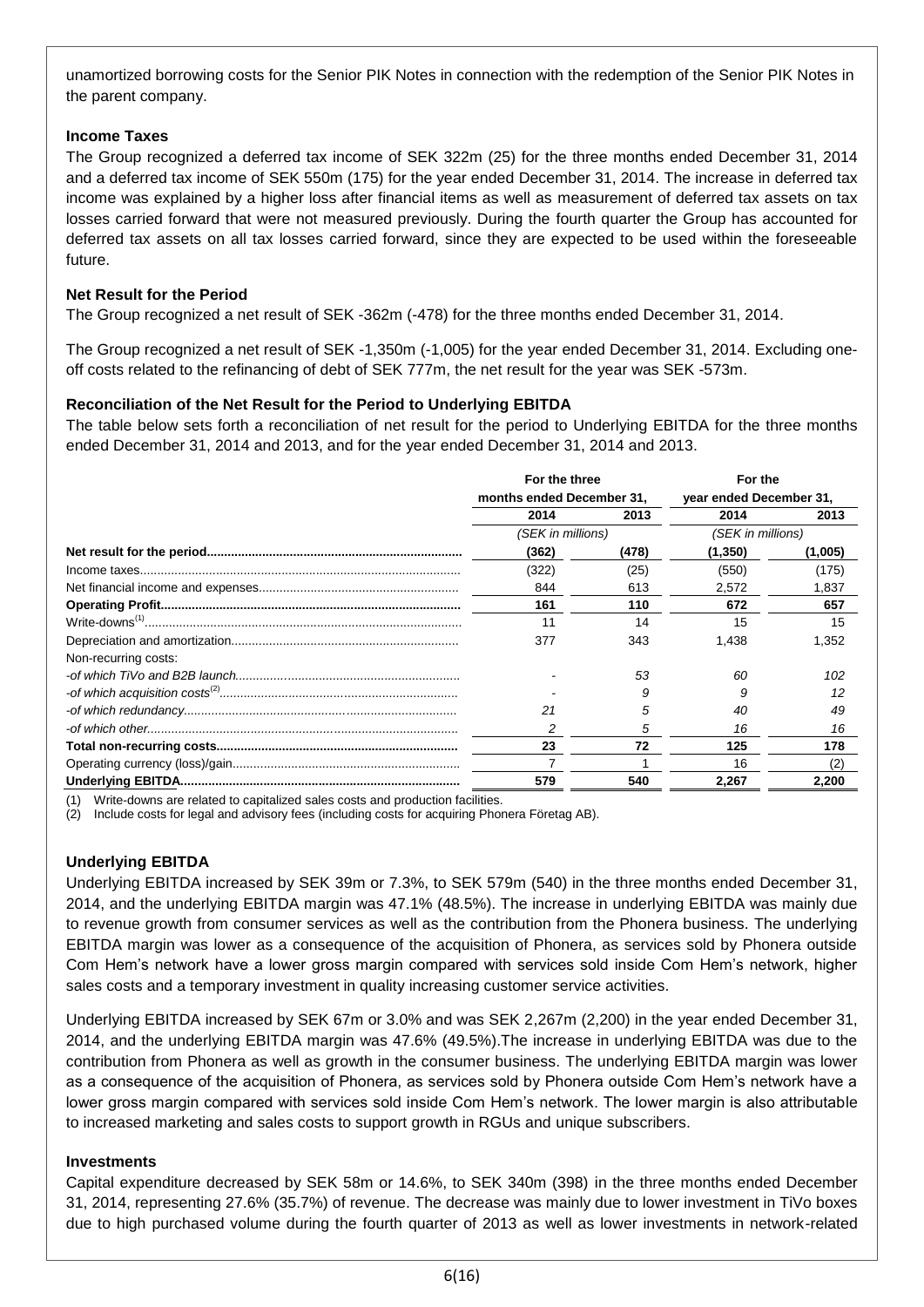unamortized borrowing costs for the Senior PIK Notes in connection with the redemption of the Senior PIK Notes in the parent company.

### Income Taxes

The Group recognized a deferred tax income of SEK 322m (25) for the three months ended December 31, 2014 and a deferred tax income of SEK 550m (175) for the year ended December 31, 2014. The increase in deferred tax income was explained by a higher loss after financial items as well as measurement of deferred tax assets on tax losses carried forward that were not measured previously. During the fourth quarter the Group has accounted for deferred tax assets on all tax losses carried forward, since they are expected to be used within the foreseeable future.

### Net Result for the Period

The Group recognized a net result of SEK -362m (-478) for the three months ended December 31, 2014.

The Group recognized a net result of SEK -1,350m (-1,005) for the year ended December 31, 2014. Excluding one-off costs related to the refinancing of debt of SEK 777m, the net result for the year was SEK -573m.

### Reconciliation of the Net Result for the Period to Underlying EBITDA

The table below sets forth a reconciliation of net result for the period to Underlying EBITDA for the three months ended December 31, 2014 and 2013, and for the year ended December 31, 2014 and 2013.

| | For the three months ended December 31, | | For the year ended December 31, | |
|---|---|---|---|---|
| | 2014 | 2013 | 2014 | 2013 |
| | (SEK in millions) | | (SEK in millions) | |
| **Net result for the period** | **(362)** | **(478)** | **(1,350)** | **(1,005)** |
| Income taxes | (322) | (25) | (550) | (175) |
| Net financial income and expenses | 844 | 613 | 2,572 | 1,837 |
| **Operating Profit** | **161** | **110** | **672** | **657** |
| Write-downs[1] | 11 | 14 | 15 | 15 |
| Depreciation and amortization | 377 | 343 | 1,438 | 1,352 |
| Non-recurring costs: | | | | |
| *-of which TiVo and B2B launch* | *-* | *53* | *60* | *102* |
| *-of which acquisition costs[2]* | *-* | *9* | *9* | *12* |
| *-of which redundancy* | *21* | *5* | *40* | *49* |
| *-of which other* | *2* | *5* | *16* | *16* |
| **Total non-recurring costs** | **23** | **72** | **125** | **178** |
| Operating currency (loss)/gain | 7 | 1 | 16 | (2) |
| **Underlying EBITDA** | **579** | **540** | **2,267** | **2,200** |

(1) Write-downs are related to capitalized sales costs and production facilities.
(2) Include costs for legal and advisory fees (including costs for acquiring Phonera Företag AB).

### Underlying EBITDA

Underlying EBITDA increased by SEK 39m or 7.3%, to SEK 579m (540) in the three months ended December 31, 2014, and the underlying EBITDA margin was 47.1% (48.5%). The increase in underlying EBITDA was mainly due to revenue growth from consumer services as well as the contribution from the Phonera business. The underlying EBITDA margin was lower as a consequence of the acquisition of Phonera, as services sold by Phonera outside Com Hem's network have a lower gross margin compared with services sold inside Com Hem's network, higher sales costs and a temporary investment in quality increasing customer service activities.

Underlying EBITDA increased by SEK 67m or 3.0% and was SEK 2,267m (2,200) in the year ended December 31, 2014, and the underlying EBITDA margin was 47.6% (49.5%).The increase in underlying EBITDA was due to the contribution from Phonera as well as growth in the consumer business. The underlying EBITDA margin was lower as a consequence of the acquisition of Phonera, as services sold by Phonera outside Com Hem's network have a lower gross margin compared with services sold inside Com Hem's network. The lower margin is also attributable to increased marketing and sales costs to support growth in RGUs and unique subscribers.

### Investments

Capital expenditure decreased by SEK 58m or 14.6%, to SEK 340m (398) in the three months ended December 31, 2014, representing 27.6% (35.7%) of revenue. The decrease was mainly due to lower investment in TiVo boxes due to high purchased volume during the fourth quarter of 2013 as well as lower investments in network-related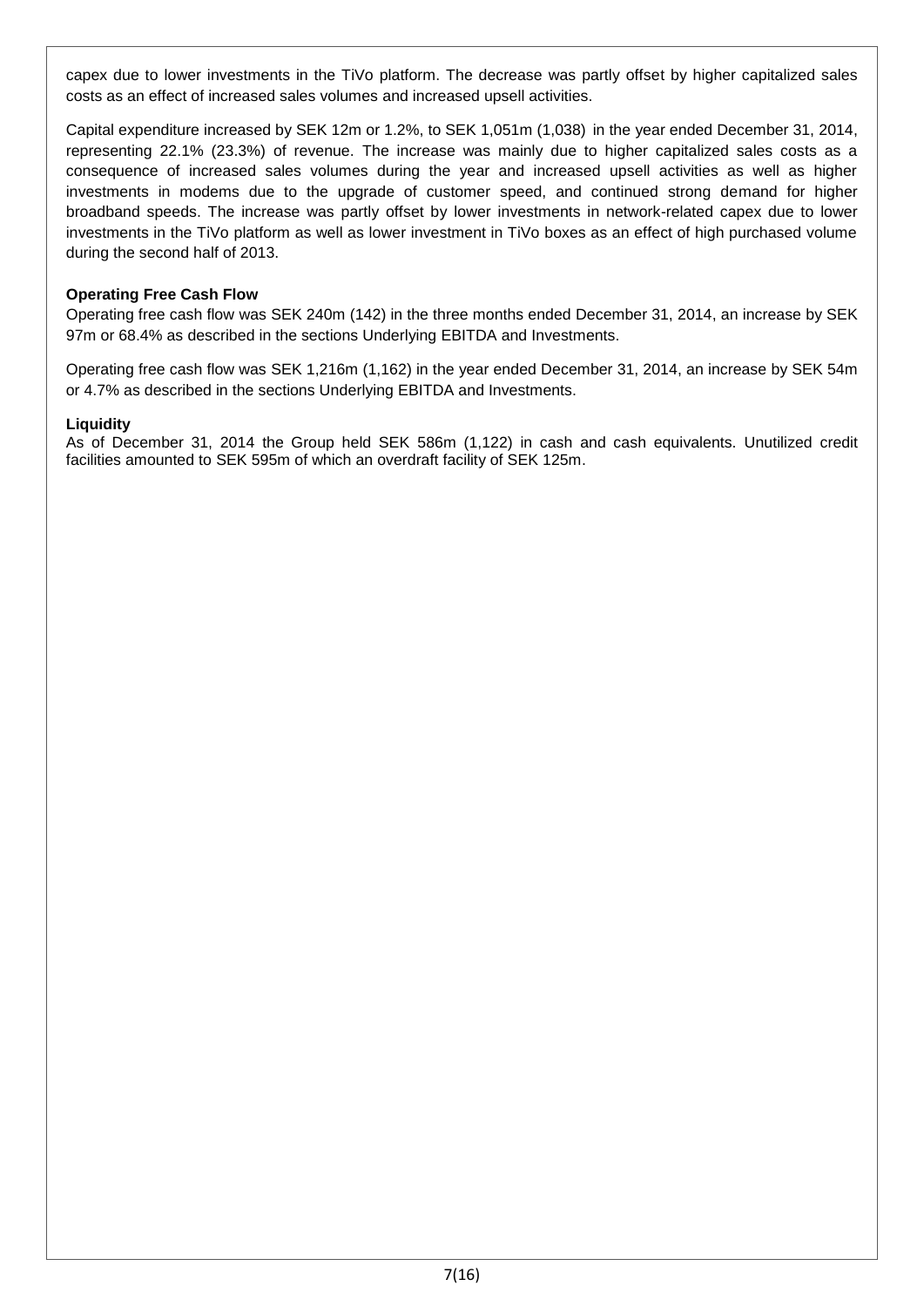capex due to lower investments in the TiVo platform. The decrease was partly offset by higher capitalized sales costs as an effect of increased sales volumes and increased upsell activities.

Capital expenditure increased by SEK 12m or 1.2%, to SEK 1,051m (1,038) in the year ended December 31, 2014, representing 22.1% (23.3%) of revenue. The increase was mainly due to higher capitalized sales costs as a consequence of increased sales volumes during the year and increased upsell activities as well as higher investments in modems due to the upgrade of customer speed, and continued strong demand for higher broadband speeds. The increase was partly offset by lower investments in network-related capex due to lower investments in the TiVo platform as well as lower investment in TiVo boxes as an effect of high purchased volume during the second half of 2013.

**Operating Free Cash Flow**

Operating free cash flow was SEK 240m (142) in the three months ended December 31, 2014, an increase by SEK 97m or 68.4% as described in the sections Underlying EBITDA and Investments.

Operating free cash flow was SEK 1,216m (1,162) in the year ended December 31, 2014, an increase by SEK 54m or 4.7% as described in the sections Underlying EBITDA and Investments.

**Liquidity**

As of December 31, 2014 the Group held SEK 586m (1,122) in cash and cash equivalents. Unutilized credit facilities amounted to SEK 595m of which an overdraft facility of SEK 125m.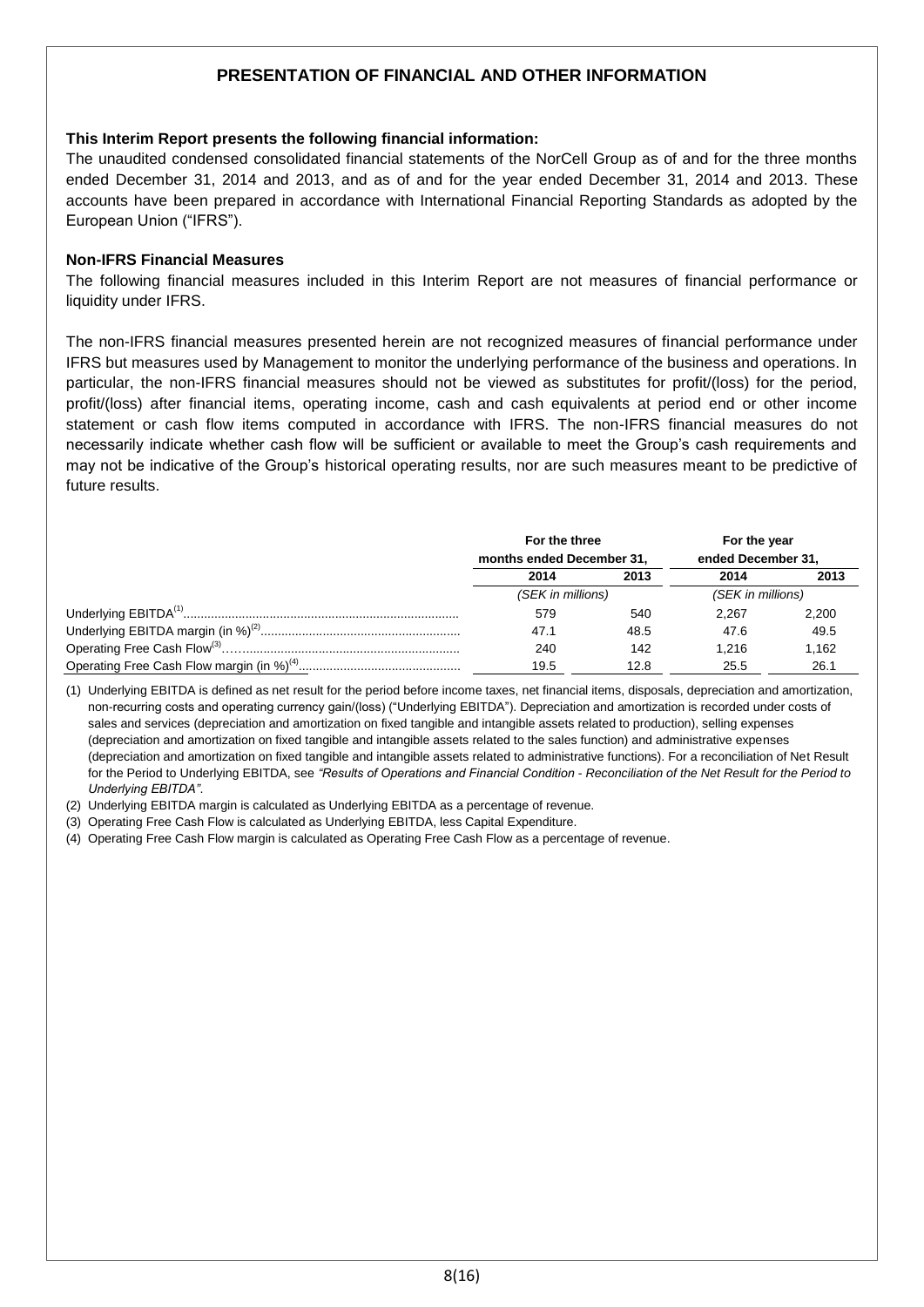## PRESENTATION OF FINANCIAL AND OTHER INFORMATION

**This Interim Report presents the following financial information:**

The unaudited condensed consolidated financial statements of the NorCell Group as of and for the three months ended December 31, 2014 and 2013, and as of and for the year ended December 31, 2014 and 2013. These accounts have been prepared in accordance with International Financial Reporting Standards as adopted by the European Union ("IFRS").

**Non-IFRS Financial Measures**

The following financial measures included in this Interim Report are not measures of financial performance or liquidity under IFRS.

The non-IFRS financial measures presented herein are not recognized measures of financial performance under IFRS but measures used by Management to monitor the underlying performance of the business and operations. In particular, the non-IFRS financial measures should not be viewed as substitutes for profit/(loss) for the period, profit/(loss) after financial items, operating income, cash and cash equivalents at period end or other income statement or cash flow items computed in accordance with IFRS. The non-IFRS financial measures do not necessarily indicate whether cash flow will be sufficient or available to meet the Group's cash requirements and may not be indicative of the Group's historical operating results, nor are such measures meant to be predictive of future results.

| | For the three months ended December 31, | | For the year ended December 31, | |
|---|---|---|---|---|
| | 2014 | 2013 | 2014 | 2013 |
| | (SEK in millions) | | (SEK in millions) | |
| Underlying EBITDA[(1)] | 579 | 540 | 2,267 | 2,200 |
| Underlying EBITDA margin (in %)[(2)] | 47.1 | 48.5 | 47.6 | 49.5 |
| Operating Free Cash Flow[(3)] | 240 | 142 | 1,216 | 1,162 |
| Operating Free Cash Flow margin (in %)[(4)] | 19.5 | 12.8 | 25.5 | 26.1 |

(1) Underlying EBITDA is defined as net result for the period before income taxes, net financial items, disposals, depreciation and amortization, non-recurring costs and operating currency gain/(loss) ("Underlying EBITDA"). Depreciation and amortization is recorded under costs of sales and services (depreciation and amortization on fixed tangible and intangible assets related to production), selling expenses (depreciation and amortization on fixed tangible and intangible assets related to the sales function) and administrative expenses (depreciation and amortization on fixed tangible and intangible assets related to administrative functions). For a reconciliation of Net Result for the Period to Underlying EBITDA, see *"Results of Operations and Financial Condition - Reconciliation of the Net Result for the Period to Underlying EBITDA"*.

(2) Underlying EBITDA margin is calculated as Underlying EBITDA as a percentage of revenue.

(3) Operating Free Cash Flow is calculated as Underlying EBITDA, less Capital Expenditure.

(4) Operating Free Cash Flow margin is calculated as Operating Free Cash Flow as a percentage of revenue.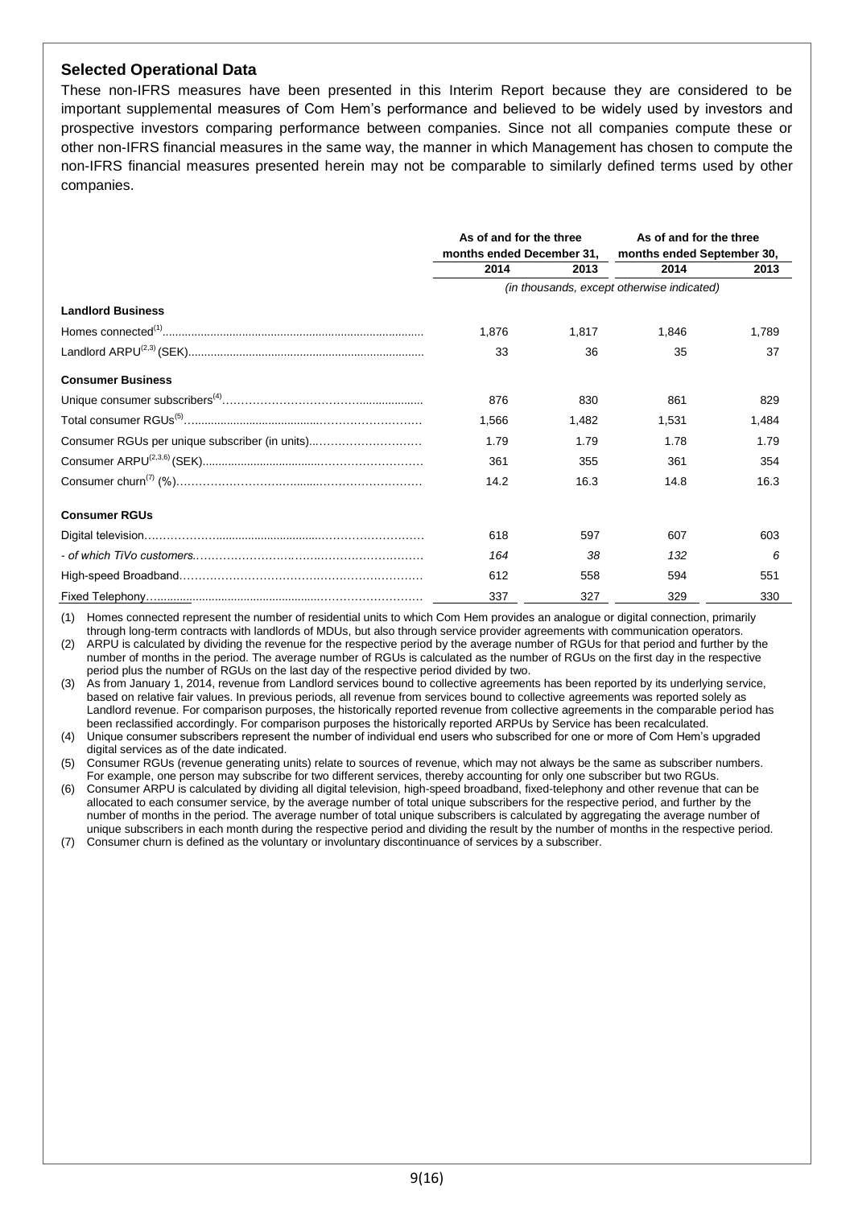## Selected Operational Data

These non-IFRS measures have been presented in this Interim Report because they are considered to be important supplemental measures of Com Hem's performance and believed to be widely used by investors and prospective investors comparing performance between companies. Since not all companies compute these or other non-IFRS financial measures in the same way, the manner in which Management has chosen to compute the non-IFRS financial measures presented herein may not be comparable to similarly defined terms used by other companies.

| | As of and for the three months ended December 31, | | As of and for the three months ended September 30, | |
|---|---|---|---|---|
| | 2014 | 2013 | 2014 | 2013 |
| | *(in thousands, except otherwise indicated)* | | | |
| **Landlord Business** | | | | |
| Homes connected[1] | 1,876 | 1,817 | 1,846 | 1,789 |
| Landlord ARPU[2,3] (SEK) | 33 | 36 | 35 | 37 |
| **Consumer Business** | | | | |
| Unique consumer subscribers[4] | 876 | 830 | 861 | 829 |
| Total consumer RGUs[5] | 1,566 | 1,482 | 1,531 | 1,484 |
| Consumer RGUs per unique subscriber (in units) | 1.79 | 1.79 | 1.78 | 1.79 |
| Consumer ARPU[2,3,6] (SEK) | 361 | 355 | 361 | 354 |
| Consumer churn[7] (%) | 14.2 | 16.3 | 14.8 | 16.3 |
| **Consumer RGUs** | | | | |
| Digital television | 618 | 597 | 607 | 603 |
| *- of which TiVo customers.* | *164* | *38* | *132* | *6* |
| High-speed Broadband | 612 | 558 | 594 | 551 |
| Fixed Telephony | 337 | 327 | 329 | 330 |

(1) Homes connected represent the number of residential units to which Com Hem provides an analogue or digital connection, primarily through long-term contracts with landlords of MDUs, but also through service provider agreements with communication operators.

(2) ARPU is calculated by dividing the revenue for the respective period by the average number of RGUs for that period and further by the number of months in the period. The average number of RGUs is calculated as the number of RGUs on the first day in the respective period plus the number of RGUs on the last day of the respective period divided by two.

(3) As from January 1, 2014, revenue from Landlord services bound to collective agreements has been reported by its underlying service, based on relative fair values. In previous periods, all revenue from services bound to collective agreements was reported solely as Landlord revenue. For comparison purposes, the historically reported revenue from collective agreements in the comparable period has been reclassified accordingly. For comparison purposes the historically reported ARPUs by Service has been recalculated.

(4) Unique consumer subscribers represent the number of individual end users who subscribed for one or more of Com Hem's upgraded digital services as of the date indicated.

(5) Consumer RGUs (revenue generating units) relate to sources of revenue, which may not always be the same as subscriber numbers. For example, one person may subscribe for two different services, thereby accounting for only one subscriber but two RGUs.

(6) Consumer ARPU is calculated by dividing all digital television, high-speed broadband, fixed-telephony and other revenue that can be allocated to each consumer service, by the average number of total unique subscribers for the respective period, and further by the number of months in the period. The average number of total unique subscribers is calculated by aggregating the average number of unique subscribers in each month during the respective period and dividing the result by the number of months in the respective period.

(7) Consumer churn is defined as the voluntary or involuntary discontinuance of services by a subscriber.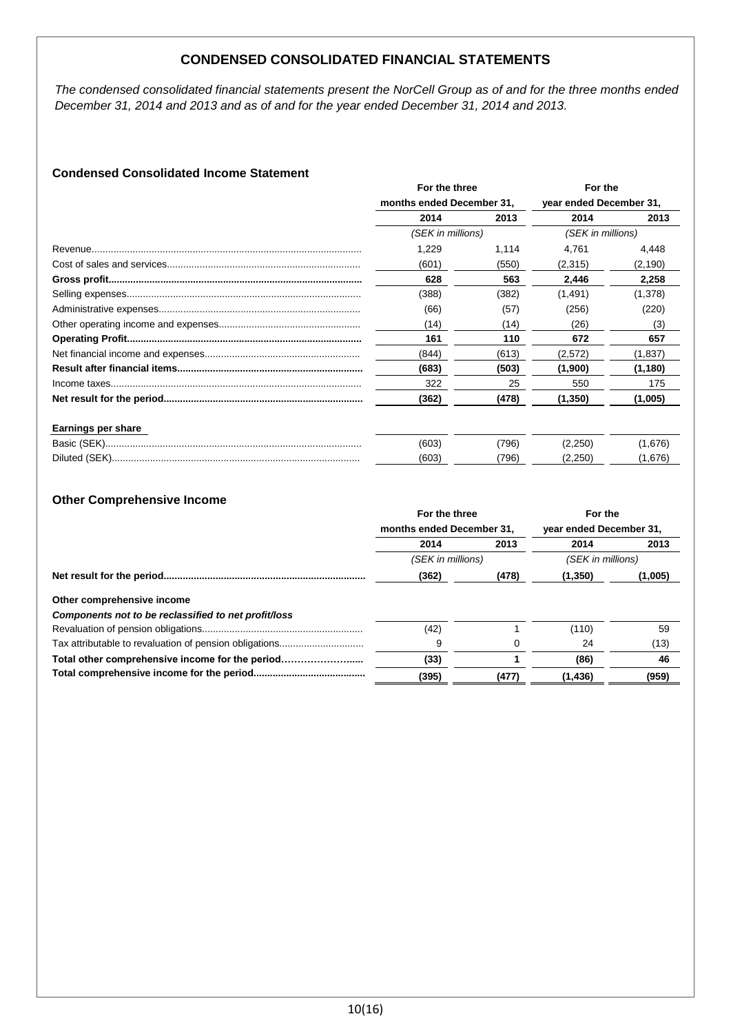# CONDENSED CONSOLIDATED FINANCIAL STATEMENTS

*The condensed consolidated financial statements present the NorCell Group as of and for the three months ended December 31, 2014 and 2013 and as of and for the year ended December 31, 2014 and 2013.*

### Condensed Consolidated Income Statement

| | For the three months ended December 31, | | For the year ended December 31, | |
|---|---|---|---|---|
| | 2014 | 2013 | 2014 | 2013 |
| | (SEK in millions) | | (SEK in millions) | |
| Revenue | 1,229 | 1,114 | 4,761 | 4,448 |
| Cost of sales and services | (601) | (550) | (2,315) | (2,190) |
| **Gross profit** | **628** | **563** | **2,446** | **2,258** |
| Selling expenses | (388) | (382) | (1,491) | (1,378) |
| Administrative expenses | (66) | (57) | (256) | (220) |
| Other operating income and expenses | (14) | (14) | (26) | (3) |
| **Operating Profit** | **161** | **110** | **672** | **657** |
| Net financial income and expenses | (844) | (613) | (2,572) | (1,837) |
| **Result after financial items** | **(683)** | **(503)** | **(1,900)** | **(1,180)** |
| Income taxes | 322 | 25 | 550 | 175 |
| **Net result for the period** | **(362)** | **(478)** | **(1,350)** | **(1,005)** |
| **Earnings per share** | | | | |
| Basic (SEK) | (603) | (796) | (2,250) | (1,676) |
| Diluted (SEK) | (603) | (796) | (2,250) | (1,676) |

### Other Comprehensive Income

| | For the three months ended December 31, | | For the year ended December 31, | |
|---|---|---|---|---|
| | 2014 | 2013 | 2014 | 2013 |
| | (SEK in millions) | | (SEK in millions) | |
| **Net result for the period** | **(362)** | **(478)** | **(1,350)** | **(1,005)** |
| **Other comprehensive income** | | | | |
| ***Components not to be reclassified to net profit/loss*** | | | | |
| Revaluation of pension obligations | (42) | 1 | (110) | 59 |
| Tax attributable to revaluation of pension obligations | 9 | 0 | 24 | (13) |
| **Total other comprehensive income for the period** | **(33)** | **1** | **(86)** | **46** |
| **Total comprehensive income for the period** | **(395)** | **(477)** | **(1,436)** | **(959)** |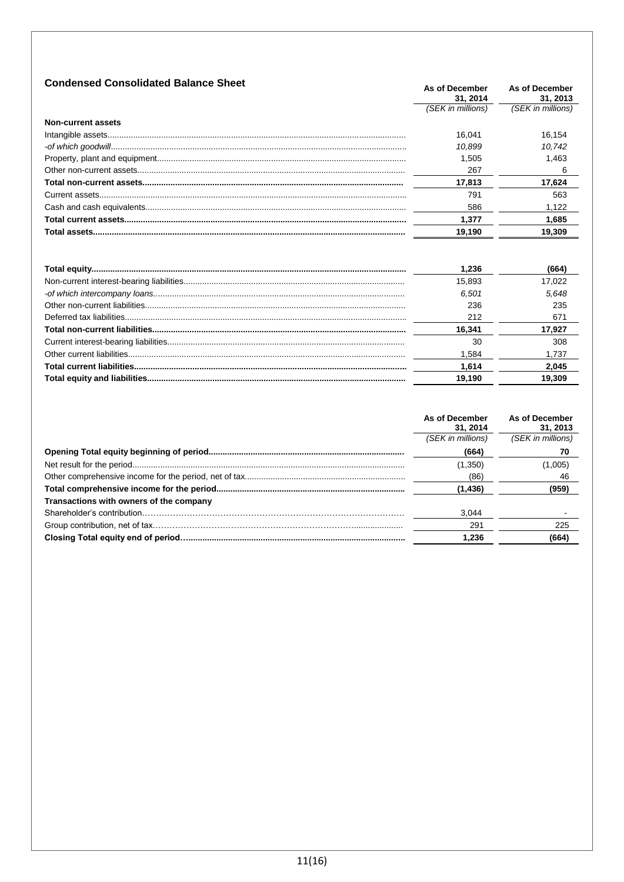## Condensed Consolidated Balance Sheet

| | As of December 31, 2014 | As of December 31, 2013 |
|---|---|---|
| | *(SEK in millions)* | *(SEK in millions)* |
| **Non-current assets** | | |
| Intangible assets | 16,041 | 16,154 |
| *-of which goodwill* | *10,899* | *10,742* |
| Property, plant and equipment | 1,505 | 1,463 |
| Other non-current assets | 267 | 6 |
| **Total non-current assets** | **17,813** | **17,624** |
| Current assets | 791 | 563 |
| Cash and cash equivalents | 586 | 1,122 |
| **Total current assets** | **1,377** | **1,685** |
| **Total assets** | **19,190** | **19,309** |

| | As of December 31, 2014 | As of December 31, 2013 |
|---|---|---|
| **Total equity** | **1,236** | **(664)** |
| Non-current interest-bearing liabilities | 15,893 | 17,022 |
| *-of which intercompany loans* | *6,501* | *5,648* |
| Other non-current liabilities | 236 | 235 |
| Deferred tax liabilities | 212 | 671 |
| **Total non-current liabilities** | **16,341** | **17,927** |
| Current interest-bearing liabilities | 30 | 308 |
| Other current liabilities | 1,584 | 1,737 |
| **Total current liabilities** | **1,614** | **2,045** |
| **Total equity and liabilities** | **19,190** | **19,309** |

| | As of December 31, 2014 | As of December 31, 2013 |
|---|---|---|
| | *(SEK in millions)* | *(SEK in millions)* |
| **Opening Total equity beginning of period** | **(664)** | **70** |
| Net result for the period | (1,350) | (1,005) |
| Other comprehensive income for the period, net of tax | (86) | 46 |
| **Total comprehensive income for the period** | **(1,436)** | **(959)** |
| **Transactions with owners of the company** | | |
| Shareholder's contribution | 3,044 | - |
| Group contribution, net of tax | 291 | 225 |
| **Closing Total equity end of period** | **1,236** | **(664)** |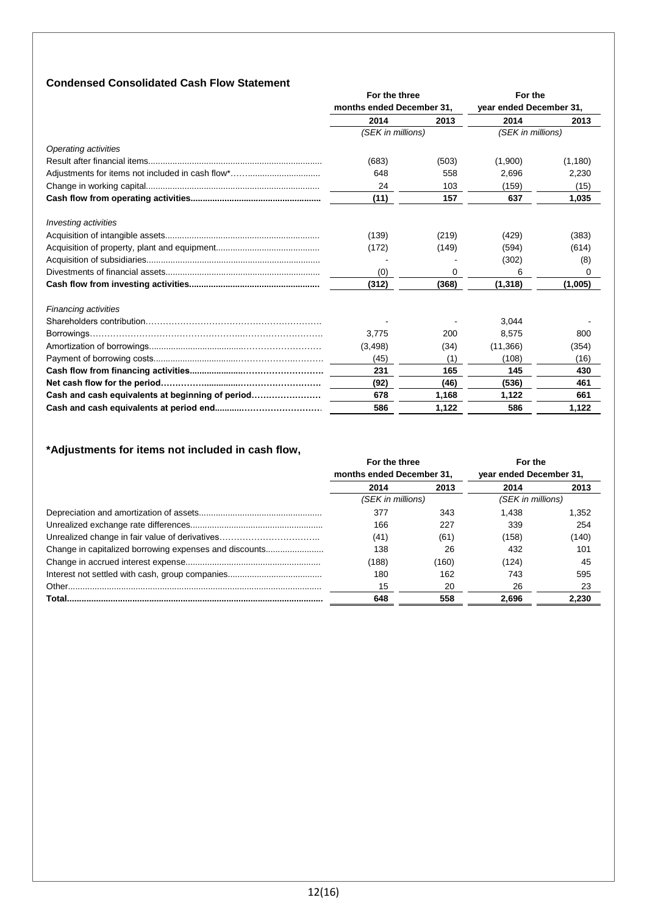## Condensed Consolidated Cash Flow Statement

| | For the three months ended December 31, | | For the year ended December 31, | |
|---|---|---|---|---|
| | 2014 | 2013 | 2014 | 2013 |
| | (SEK in millions) | | (SEK in millions) | |
| *Operating activities* | | | | |
| Result after financial items | (683) | (503) | (1,900) | (1,180) |
| Adjustments for items not included in cash flow* | 648 | 558 | 2,696 | 2,230 |
| Change in working capital | 24 | 103 | (159) | (15) |
| **Cash flow from operating activities** | **(11)** | **157** | **637** | **1,035** |
| *Investing activities* | | | | |
| Acquisition of intangible assets | (139) | (219) | (429) | (383) |
| Acquisition of property, plant and equipment | (172) | (149) | (594) | (614) |
| Acquisition of subsidiaries | - | - | (302) | (8) |
| Divestments of financial assets | (0) | 0 | 6 | 0 |
| **Cash flow from investing activities** | **(312)** | **(368)** | **(1,318)** | **(1,005)** |
| *Financing activities* | | | | |
| Shareholders contribution | - | - | 3,044 | - |
| Borrowings | 3,775 | 200 | 8,575 | 800 |
| Amortization of borrowings | (3,498) | (34) | (11,366) | (354) |
| Payment of borrowing costs | (45) | (1) | (108) | (16) |
| **Cash flow from financing activities** | **231** | **165** | **145** | **430** |
| **Net cash flow for the period** | **(92)** | **(46)** | **(536)** | **461** |
| **Cash and cash equivalents at beginning of period** | **678** | **1,168** | **1,122** | **661** |
| **Cash and cash equivalents at period end** | **586** | **1,122** | **586** | **1,122** |

### *Adjustments for items not included in cash flow,

| | For the three months ended December 31, | | For the year ended December 31, | |
|---|---|---|---|---|
| | 2014 | 2013 | 2014 | 2013 |
| | (SEK in millions) | | (SEK in millions) | |
| Depreciation and amortization of assets | 377 | 343 | 1,438 | 1,352 |
| Unrealized exchange rate differences | 166 | 227 | 339 | 254 |
| Unrealized change in fair value of derivatives | (41) | (61) | (158) | (140) |
| Change in capitalized borrowing expenses and discounts | 138 | 26 | 432 | 101 |
| Change in accrued interest expense | (188) | (160) | (124) | 45 |
| Interest not settled with cash, group companies | 180 | 162 | 743 | 595 |
| Other | 15 | 20 | 26 | 23 |
| **Total** | **648** | **558** | **2,696** | **2,230** |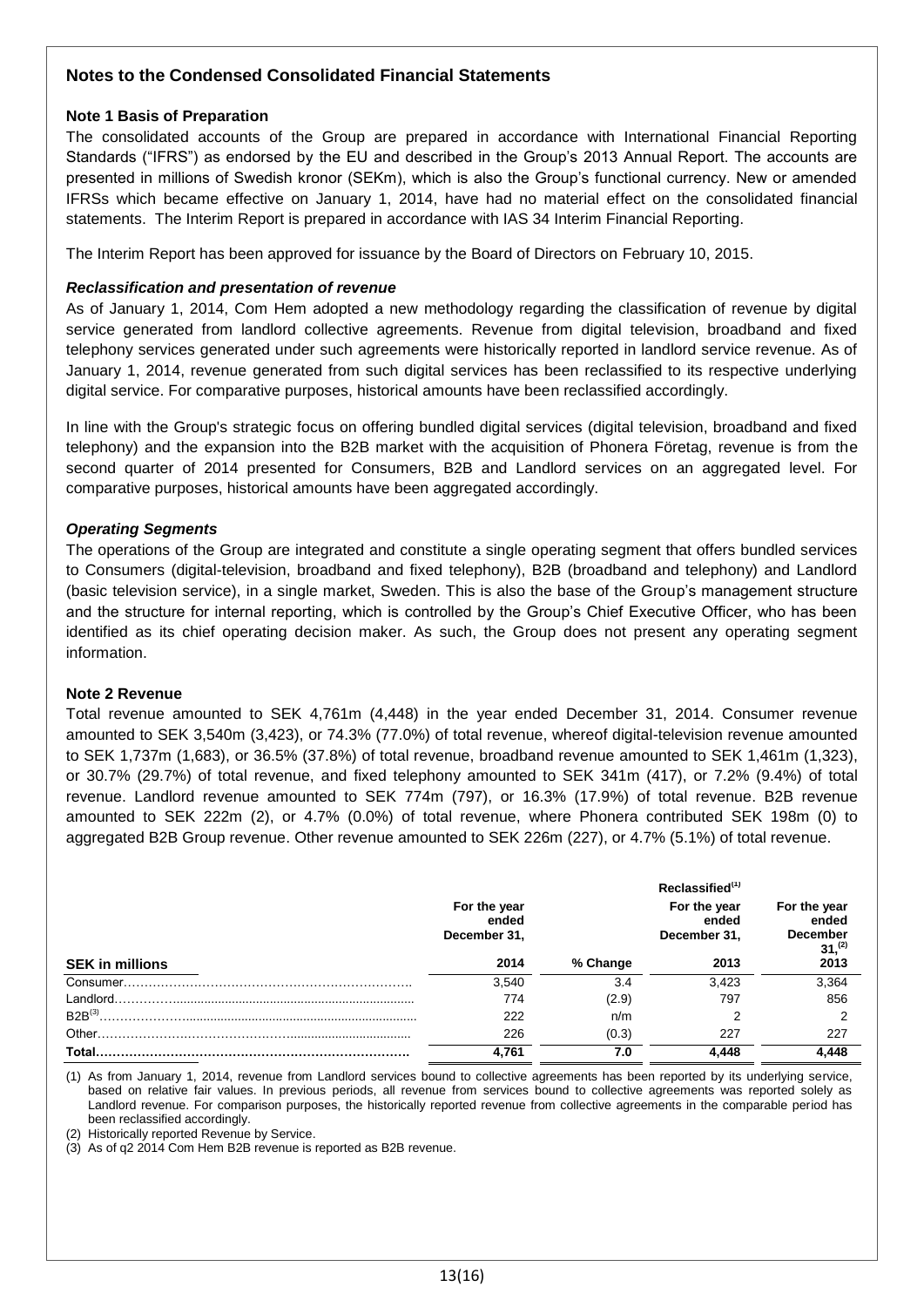## Notes to the Condensed Consolidated Financial Statements

### Note 1 Basis of Preparation

The consolidated accounts of the Group are prepared in accordance with International Financial Reporting Standards ("IFRS") as endorsed by the EU and described in the Group's 2013 Annual Report. The accounts are presented in millions of Swedish kronor (SEKm), which is also the Group's functional currency. New or amended IFRSs which became effective on January 1, 2014, have had no material effect on the consolidated financial statements. The Interim Report is prepared in accordance with IAS 34 Interim Financial Reporting.

The Interim Report has been approved for issuance by the Board of Directors on February 10, 2015.

#### *Reclassification and presentation of revenue*

As of January 1, 2014, Com Hem adopted a new methodology regarding the classification of revenue by digital service generated from landlord collective agreements. Revenue from digital television, broadband and fixed telephony services generated under such agreements were historically reported in landlord service revenue. As of January 1, 2014, revenue generated from such digital services has been reclassified to its respective underlying digital service. For comparative purposes, historical amounts have been reclassified accordingly.

In line with the Group's strategic focus on offering bundled digital services (digital television, broadband and fixed telephony) and the expansion into the B2B market with the acquisition of Phonera Företag, revenue is from the second quarter of 2014 presented for Consumers, B2B and Landlord services on an aggregated level. For comparative purposes, historical amounts have been aggregated accordingly.

#### *Operating Segments*

The operations of the Group are integrated and constitute a single operating segment that offers bundled services to Consumers (digital-television, broadband and fixed telephony), B2B (broadband and telephony) and Landlord (basic television service), in a single market, Sweden. This is also the base of the Group's management structure and the structure for internal reporting, which is controlled by the Group's Chief Executive Officer, who has been identified as its chief operating decision maker. As such, the Group does not present any operating segment information.

### Note 2 Revenue

Total revenue amounted to SEK 4,761m (4,448) in the year ended December 31, 2014. Consumer revenue amounted to SEK 3,540m (3,423), or 74.3% (77.0%) of total revenue, whereof digital-television revenue amounted to SEK 1,737m (1,683), or 36.5% (37.8%) of total revenue, broadband revenue amounted to SEK 1,461m (1,323), or 30.7% (29.7%) of total revenue, and fixed telephony amounted to SEK 341m (417), or 7.2% (9.4%) of total revenue. Landlord revenue amounted to SEK 774m (797), or 16.3% (17.9%) of total revenue. B2B revenue amounted to SEK 222m (2), or 4.7% (0.0%) of total revenue, where Phonera contributed SEK 198m (0) to aggregated B2B Group revenue. Other revenue amounted to SEK 226m (227), or 4.7% (5.1%) of total revenue.

| SEK in millions | For the year ended December 31, 2014 | % Change | Reclassified[1] For the year ended December 31, 2013 | For the year ended December 31,[2] 2013 |
|---|---|---|---|---|
| Consumer | 3,540 | 3.4 | 3,423 | 3,364 |
| Landlord | 774 | (2.9) | 797 | 856 |
| B2B[3] | 222 | n/m | 2 | 2 |
| Other | 226 | (0.3) | 227 | 227 |
| **Total** | **4,761** | **7.0** | **4,448** | **4,448** |

(1) As from January 1, 2014, revenue from Landlord services bound to collective agreements has been reported by its underlying service, based on relative fair values. In previous periods, all revenue from services bound to collective agreements was reported solely as Landlord revenue. For comparison purposes, the historically reported revenue from collective agreements in the comparable period has been reclassified accordingly.

(2) Historically reported Revenue by Service.

(3) As of q2 2014 Com Hem B2B revenue is reported as B2B revenue.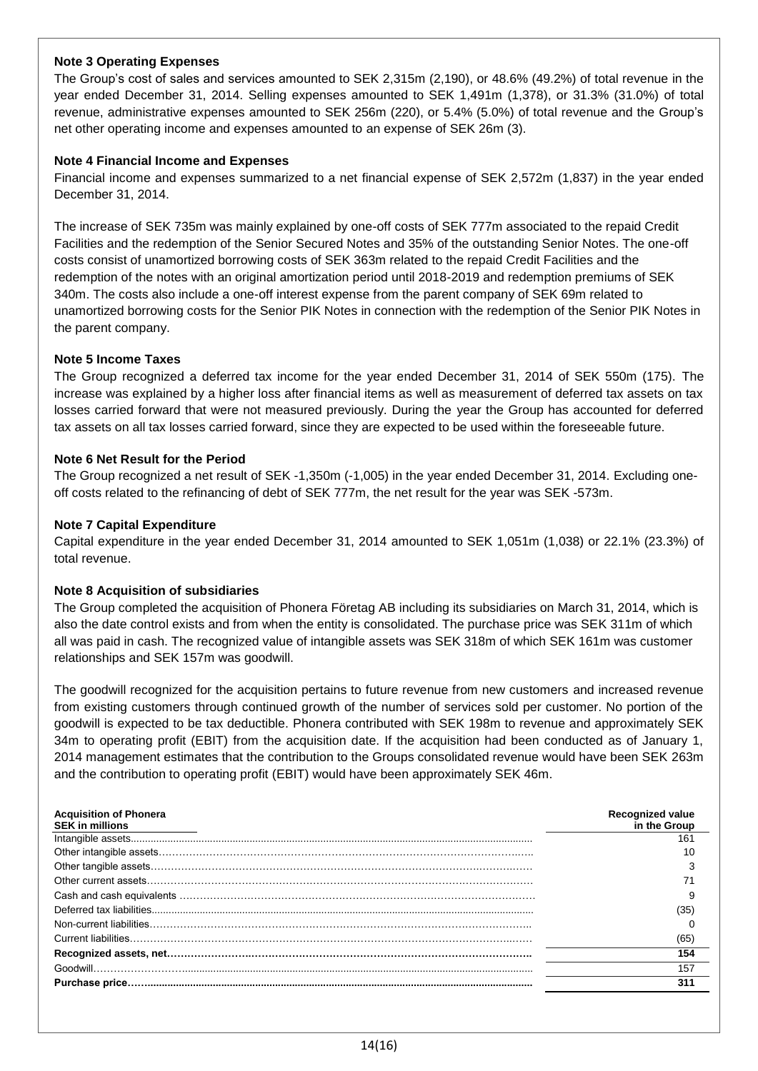**Note 3 Operating Expenses**

The Group's cost of sales and services amounted to SEK 2,315m (2,190), or 48.6% (49.2%) of total revenue in the year ended December 31, 2014. Selling expenses amounted to SEK 1,491m (1,378), or 31.3% (31.0%) of total revenue, administrative expenses amounted to SEK 256m (220), or 5.4% (5.0%) of total revenue and the Group's net other operating income and expenses amounted to an expense of SEK 26m (3).

**Note 4 Financial Income and Expenses**

Financial income and expenses summarized to a net financial expense of SEK 2,572m (1,837) in the year ended December 31, 2014.

The increase of SEK 735m was mainly explained by one-off costs of SEK 777m associated to the repaid Credit Facilities and the redemption of the Senior Secured Notes and 35% of the outstanding Senior Notes. The one-off costs consist of unamortized borrowing costs of SEK 363m related to the repaid Credit Facilities and the redemption of the notes with an original amortization period until 2018-2019 and redemption premiums of SEK 340m. The costs also include a one-off interest expense from the parent company of SEK 69m related to unamortized borrowing costs for the Senior PIK Notes in connection with the redemption of the Senior PIK Notes in the parent company.

**Note 5 Income Taxes**

The Group recognized a deferred tax income for the year ended December 31, 2014 of SEK 550m (175). The increase was explained by a higher loss after financial items as well as measurement of deferred tax assets on tax losses carried forward that were not measured previously. During the year the Group has accounted for deferred tax assets on all tax losses carried forward, since they are expected to be used within the foreseeable future.

**Note 6 Net Result for the Period**

The Group recognized a net result of SEK -1,350m (-1,005) in the year ended December 31, 2014. Excluding one-off costs related to the refinancing of debt of SEK 777m, the net result for the year was SEK -573m.

**Note 7 Capital Expenditure**

Capital expenditure in the year ended December 31, 2014 amounted to SEK 1,051m (1,038) or 22.1% (23.3%) of total revenue.

**Note 8 Acquisition of subsidiaries**

The Group completed the acquisition of Phonera Företag AB including its subsidiaries on March 31, 2014, which is also the date control exists and from when the entity is consolidated. The purchase price was SEK 311m of which all was paid in cash. The recognized value of intangible assets was SEK 318m of which SEK 161m was customer relationships and SEK 157m was goodwill.

The goodwill recognized for the acquisition pertains to future revenue from new customers and increased revenue from existing customers through continued growth of the number of services sold per customer. No portion of the goodwill is expected to be tax deductible. Phonera contributed with SEK 198m to revenue and approximately SEK 34m to operating profit (EBIT) from the acquisition date. If the acquisition had been conducted as of January 1, 2014 management estimates that the contribution to the Groups consolidated revenue would have been SEK 263m and the contribution to operating profit (EBIT) would have been approximately SEK 46m.

| **Acquisition of Phonera**<br>**SEK in millions** | **Recognized value in the Group** |
|---|---|
| Intangible assets | 161 |
| Other intangible assets | 10 |
| Other tangible assets | 3 |
| Other current assets | 71 |
| Cash and cash equivalents | 9 |
| Deferred tax liabilities | (35) |
| Non-current liabilities | 0 |
| Current liabilities | (65) |
| **Recognized assets, net** | **154** |
| Goodwill | 157 |
| **Purchase price** | **311** |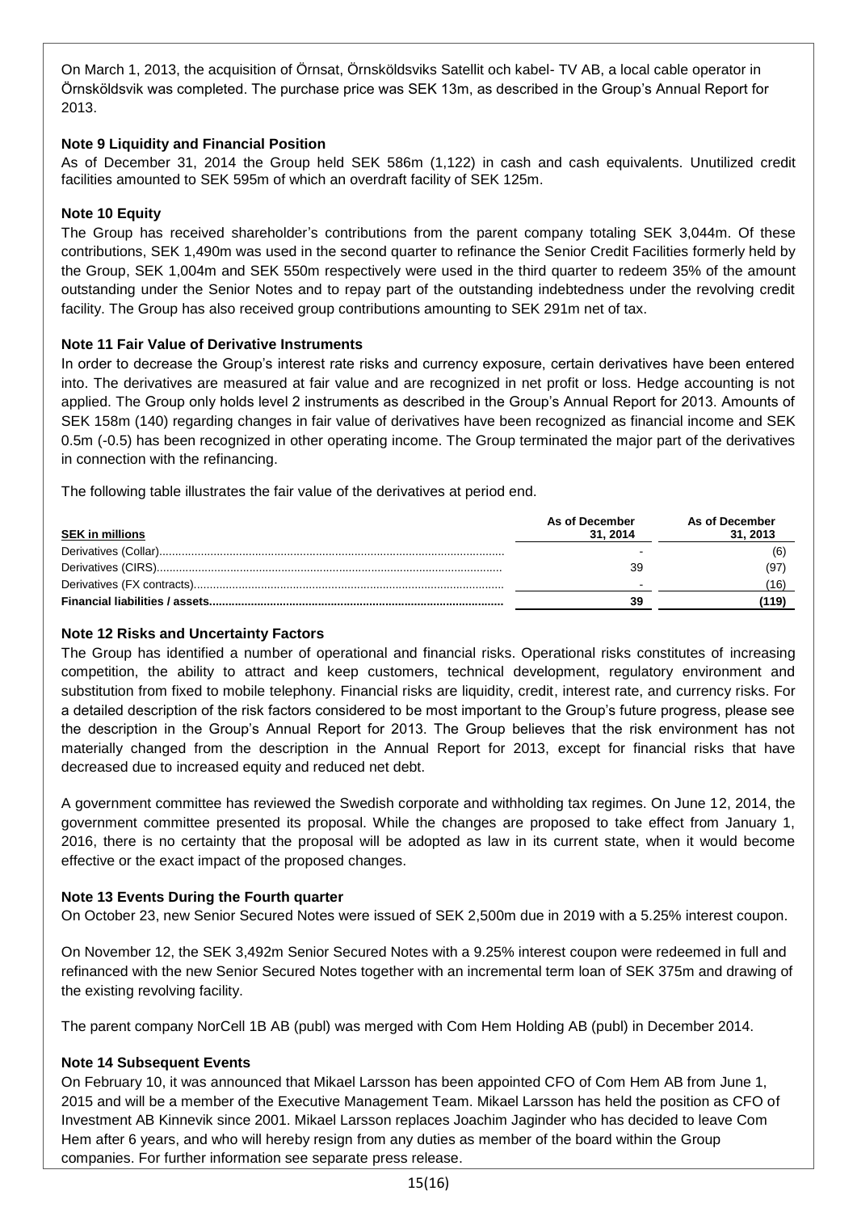On March 1, 2013, the acquisition of Örnsat, Örnsköldsviks Satellit och kabel- TV AB, a local cable operator in Örnsköldsvik was completed. The purchase price was SEK 13m, as described in the Group's Annual Report for 2013.

**Note 9 Liquidity and Financial Position**

As of December 31, 2014 the Group held SEK 586m (1,122) in cash and cash equivalents. Unutilized credit facilities amounted to SEK 595m of which an overdraft facility of SEK 125m.

**Note 10 Equity**

The Group has received shareholder's contributions from the parent company totaling SEK 3,044m. Of these contributions, SEK 1,490m was used in the second quarter to refinance the Senior Credit Facilities formerly held by the Group, SEK 1,004m and SEK 550m respectively were used in the third quarter to redeem 35% of the amount outstanding under the Senior Notes and to repay part of the outstanding indebtedness under the revolving credit facility. The Group has also received group contributions amounting to SEK 291m net of tax.

**Note 11 Fair Value of Derivative Instruments**

In order to decrease the Group's interest rate risks and currency exposure, certain derivatives have been entered into. The derivatives are measured at fair value and are recognized in net profit or loss. Hedge accounting is not applied. The Group only holds level 2 instruments as described in the Group's Annual Report for 2013. Amounts of SEK 158m (140) regarding changes in fair value of derivatives have been recognized as financial income and SEK 0.5m (-0.5) has been recognized in other operating income. The Group terminated the major part of the derivatives in connection with the refinancing.

The following table illustrates the fair value of the derivatives at period end.

| SEK in millions | As of December 31, 2014 | As of December 31, 2013 |
|---|---|---|
| Derivatives (Collar) | - | (6) |
| Derivatives (CIRS) | 39 | (97) |
| Derivatives (FX contracts) | - | (16) |
| **Financial liabilities / assets** | **39** | **(119)** |

**Note 12 Risks and Uncertainty Factors**

The Group has identified a number of operational and financial risks. Operational risks constitutes of increasing competition, the ability to attract and keep customers, technical development, regulatory environment and substitution from fixed to mobile telephony. Financial risks are liquidity, credit, interest rate, and currency risks. For a detailed description of the risk factors considered to be most important to the Group's future progress, please see the description in the Group's Annual Report for 2013. The Group believes that the risk environment has not materially changed from the description in the Annual Report for 2013, except for financial risks that have decreased due to increased equity and reduced net debt.

A government committee has reviewed the Swedish corporate and withholding tax regimes. On June 12, 2014, the government committee presented its proposal. While the changes are proposed to take effect from January 1, 2016, there is no certainty that the proposal will be adopted as law in its current state, when it would become effective or the exact impact of the proposed changes.

**Note 13 Events During the Fourth quarter**

On October 23, new Senior Secured Notes were issued of SEK 2,500m due in 2019 with a 5.25% interest coupon.

On November 12, the SEK 3,492m Senior Secured Notes with a 9.25% interest coupon were redeemed in full and refinanced with the new Senior Secured Notes together with an incremental term loan of SEK 375m and drawing of the existing revolving facility.

The parent company NorCell 1B AB (publ) was merged with Com Hem Holding AB (publ) in December 2014.

**Note 14 Subsequent Events**

On February 10, it was announced that Mikael Larsson has been appointed CFO of Com Hem AB from June 1, 2015 and will be a member of the Executive Management Team. Mikael Larsson has held the position as CFO of Investment AB Kinnevik since 2001. Mikael Larsson replaces Joachim Jaginder who has decided to leave Com Hem after 6 years, and who will hereby resign from any duties as member of the board within the Group companies. For further information see separate press release.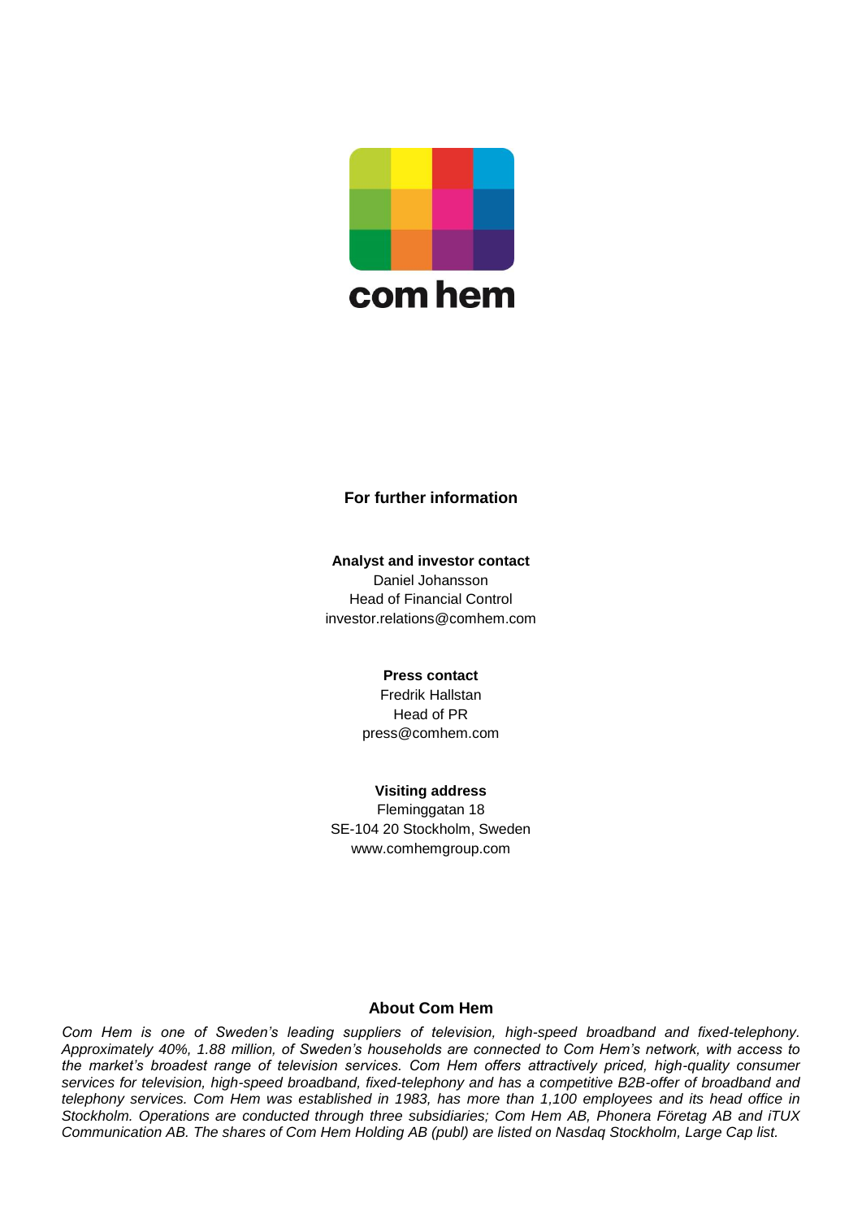com hem

## For further information

**Analyst and investor contact**
Daniel Johansson
Head of Financial Control
investor.relations@comhem.com

**Press contact**
Fredrik Hallstan
Head of PR
press@comhem.com

**Visiting address**
Fleminggatan 18
SE-104 20 Stockholm, Sweden
www.comhemgroup.com

## About Com Hem

*Com Hem is one of Sweden's leading suppliers of television, high-speed broadband and fixed-telephony. Approximately 40%, 1.88 million, of Sweden's households are connected to Com Hem's network, with access to the market's broadest range of television services. Com Hem offers attractively priced, high-quality consumer services for television, high-speed broadband, fixed-telephony and has a competitive B2B-offer of broadband and telephony services. Com Hem was established in 1983, has more than 1,100 employees and its head office in Stockholm. Operations are conducted through three subsidiaries; Com Hem AB, Phonera Företag AB and iTUX Communication AB. The shares of Com Hem Holding AB (publ) are listed on Nasdaq Stockholm, Large Cap list.*